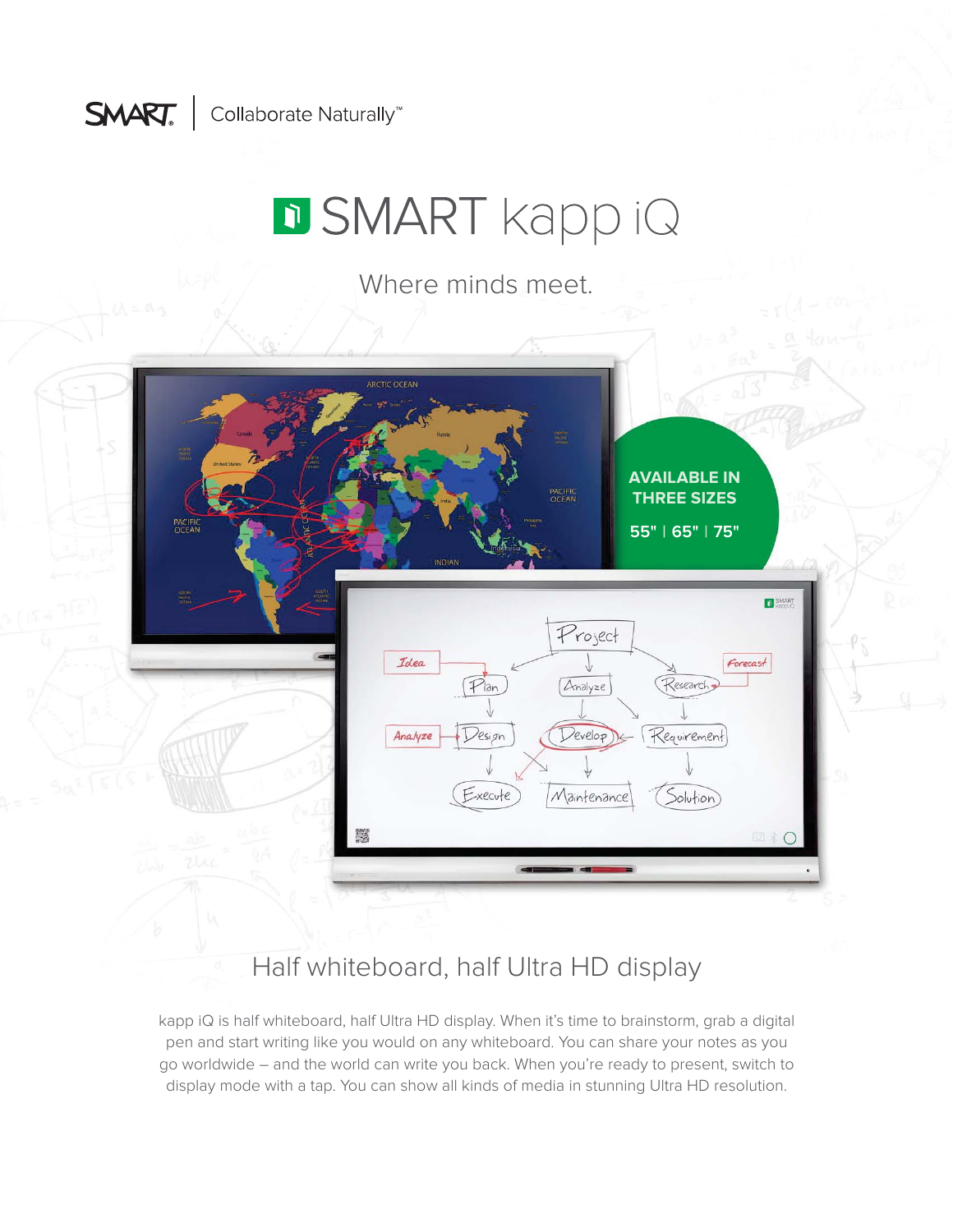SMART | Collaborate Naturally™

# SMART kapp iQ

Where minds meet.

**AVAILABLE IN THREE SIZES**

**55" | 65" | 75"**

## Half whiteboard, half Ultra HD display

kapp iQ is half whiteboard, half Ultra HD display. When it's time to brainstorm, grab a digital pen and start writing like you would on any whiteboard. You can share your notes as you go worldwide – and the world can write you back. When you're ready to present, switch to display mode with a tap. You can show all kinds of media in stunning Ultra HD resolution.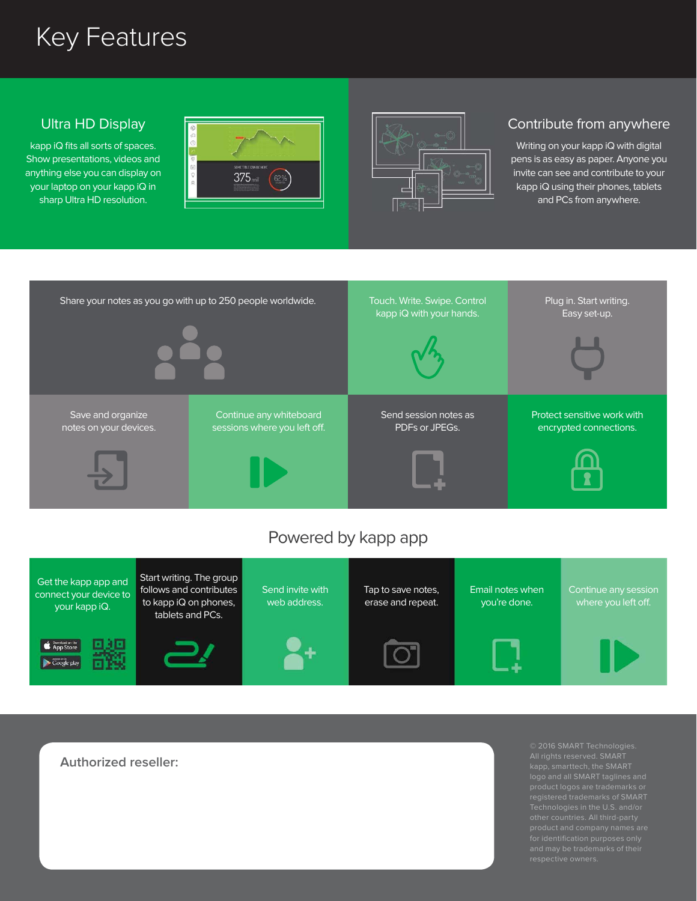# Key Features

## Ultra HD Display

kapp iQ fits all sorts of spaces. Show presentations, videos and anything else you can display on your laptop on your kapp iQ in sharp Ultra HD resolution.

## Contribute from anywhere

Writing on your kapp iQ with digital pens is as easy as paper. Anyone you invite can see and contribute to your kapp iQ using their phones, tablets and PCs from anywhere.

Share your notes as you go with up to 250 people worldwide.

Touch. Write. Swipe. Control kapp iQ with your hands.

Plug in. Start writing. Easy set-up.

Save and organize notes on your devices.

Continue any whiteboard sessions where you left off.

Send session notes as PDFs or JPEGs.

Protect sensitive work with encrypted connections.

## Powered by kapp app

Get the kapp app and connect your device to your kapp iQ.

Start writing. The group follows and contributes to kapp iQ on phones, tablets and PCs.

Send invite with web address.

Tap to save notes, erase and repeat.

Email notes when you're done.

Continue any session where you left off.

**Authorized reseller:**

© 2016 SMART Technologies. All rights reserved. SMART kapp, smarttech, the SMART logo and all SMART taglines and product logos are trademarks or registered trademarks of SMART Technologies in the U.S. and/or other countries. All third-party product and company names are for identification purposes only and may be trademarks of their respective owners.